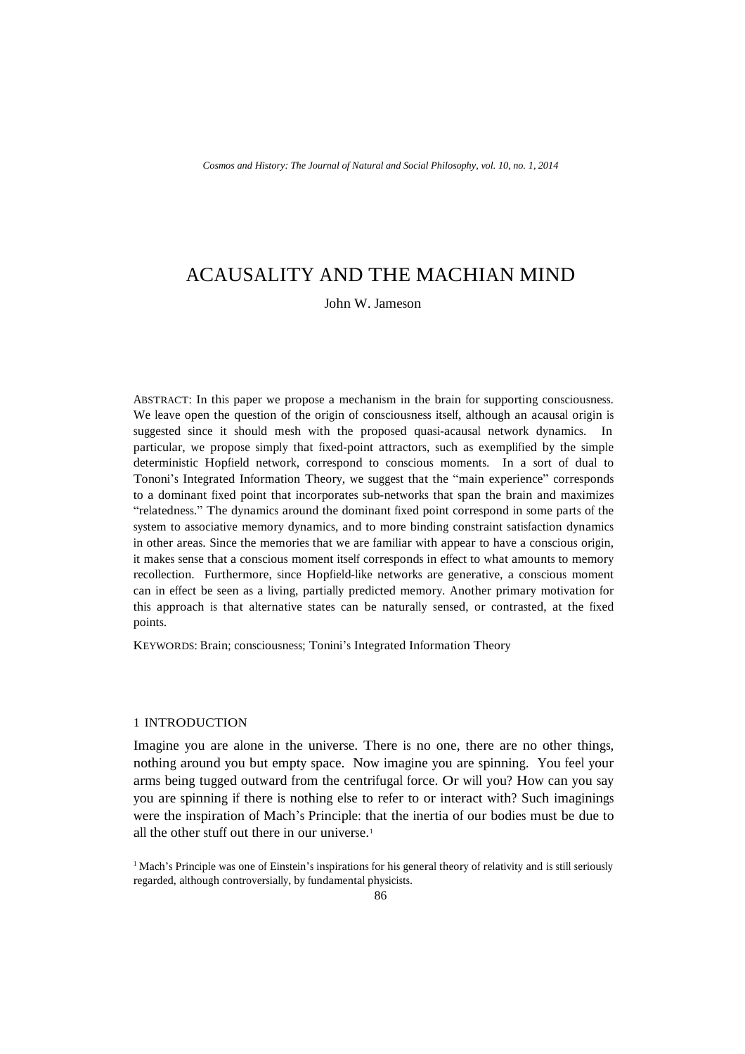# ACAUSALITY AND THE MACHIAN MIND

John W. Jameson

ABSTRACT: In this paper we propose a mechanism in the brain for supporting consciousness. We leave open the question of the origin of consciousness itself, although an acausal origin is suggested since it should mesh with the proposed quasi-acausal network dynamics. In particular, we propose simply that fixed-point attractors, such as exemplified by the simple deterministic Hopfield network, correspond to conscious moments. In a sort of dual to Tononi's Integrated Information Theory, we suggest that the "main experience" corresponds to a dominant fixed point that incorporates sub-networks that span the brain and maximizes "relatedness." The dynamics around the dominant fixed point correspond in some parts of the system to associative memory dynamics, and to more binding constraint satisfaction dynamics in other areas. Since the memories that we are familiar with appear to have a conscious origin, it makes sense that a conscious moment itself corresponds in effect to what amounts to memory recollection. Furthermore, since Hopfield-like networks are generative, a conscious moment can in effect be seen as a living, partially predicted memory. Another primary motivation for this approach is that alternative states can be naturally sensed, or contrasted, at the fixed points.

KEYWORDS: Brain; consciousness; Tonini's Integrated Information Theory

## 1 INTRODUCTION

Imagine you are alone in the universe. There is no one, there are no other things, nothing around you but empty space. Now imagine you are spinning. You feel your arms being tugged outward from the centrifugal force. Or will you? How can you say you are spinning if there is nothing else to refer to or interact with? Such imaginings were the inspiration of Mach's Principle: that the inertia of our bodies must be due to all the other stuff out there in our universe.[1]

[1] Mach's Principle was one of Einstein's inspirations for his general theory of relativity and is still seriously regarded, although controversially, by fundamental physicists.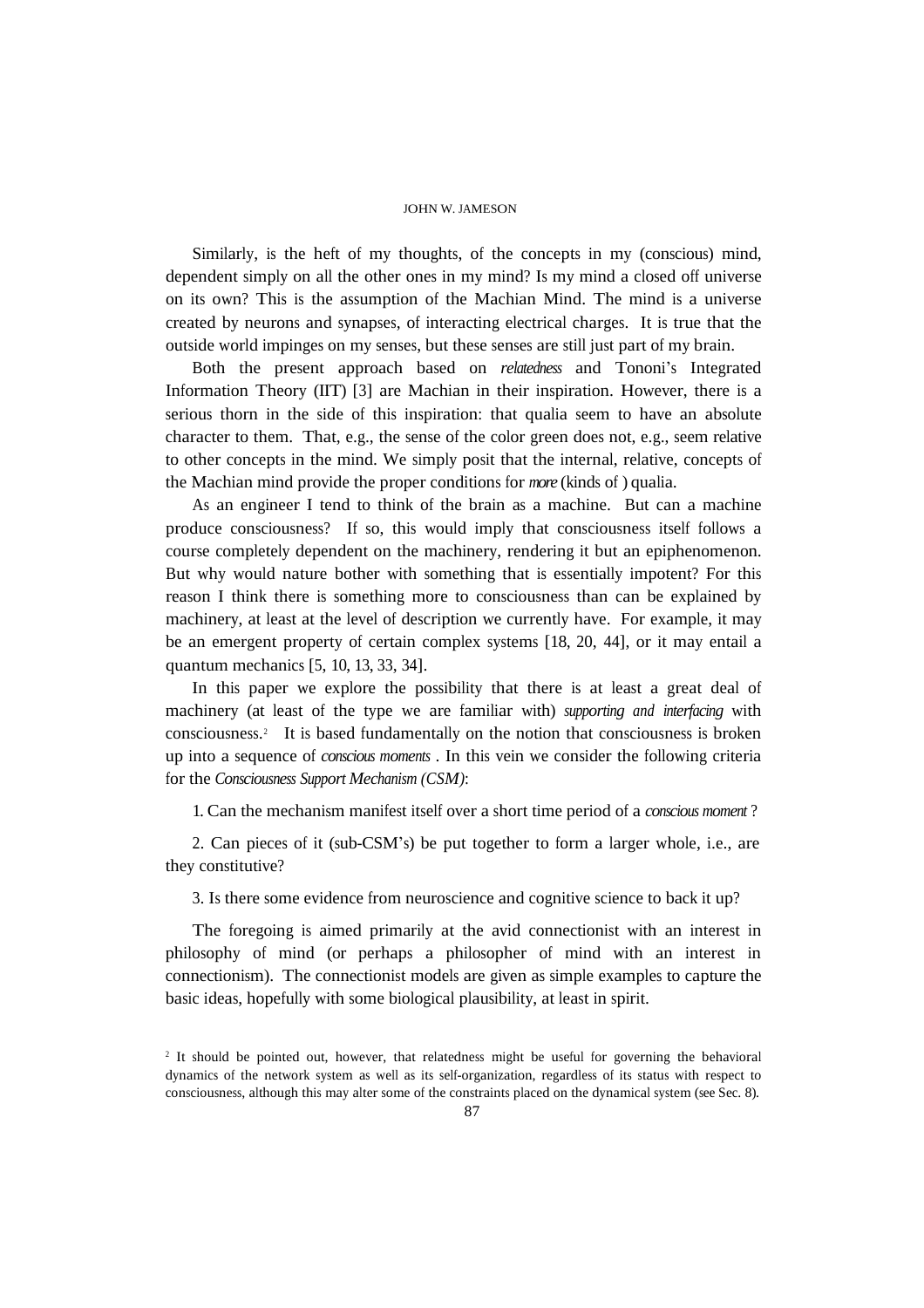Similarly, is the heft of my thoughts, of the concepts in my (conscious) mind, dependent simply on all the other ones in my mind? Is my mind a closed off universe on its own? This is the assumption of the Machian Mind. The mind is a universe created by neurons and synapses, of interacting electrical charges. It is true that the outside world impinges on my senses, but these senses are still just part of my brain.

Both the present approach based on *relatedness* and Tononi's Integrated Information Theory (IIT) [3] are Machian in their inspiration. However, there is a serious thorn in the side of this inspiration: that qualia seem to have an absolute character to them. That, e.g., the sense of the color green does not, e.g., seem relative to other concepts in the mind. We simply posit that the internal, relative, concepts of the Machian mind provide the proper conditions for *more* (kinds of ) qualia.

As an engineer I tend to think of the brain as a machine. But can a machine produce consciousness? If so, this would imply that consciousness itself follows a course completely dependent on the machinery, rendering it but an epiphenomenon. But why would nature bother with something that is essentially impotent? For this reason I think there is something more to consciousness than can be explained by machinery, at least at the level of description we currently have. For example, it may be an emergent property of certain complex systems [18, 20, 44], or it may entail a quantum mechanics [5, 10, 13, 33, 34].

In this paper we explore the possibility that there is at least a great deal of machinery (at least of the type we are familiar with) *supporting and interfacing* with consciousness.[2] It is based fundamentally on the notion that consciousness is broken up into a sequence of *conscious moments* . In this vein we consider the following criteria for the *Consciousness Support Mechanism (CSM)*:

1. Can the mechanism manifest itself over a short time period of a *conscious moment* ?

2. Can pieces of it (sub-CSM's) be put together to form a larger whole, i.e., are they constitutive?

3. Is there some evidence from neuroscience and cognitive science to back it up?

The foregoing is aimed primarily at the avid connectionist with an interest in philosophy of mind (or perhaps a philosopher of mind with an interest in connectionism). The connectionist models are given as simple examples to capture the basic ideas, hopefully with some biological plausibility, at least in spirit.

[2] It should be pointed out, however, that relatedness might be useful for governing the behavioral dynamics of the network system as well as its self-organization, regardless of its status with respect to consciousness, although this may alter some of the constraints placed on the dynamical system (see Sec. 8).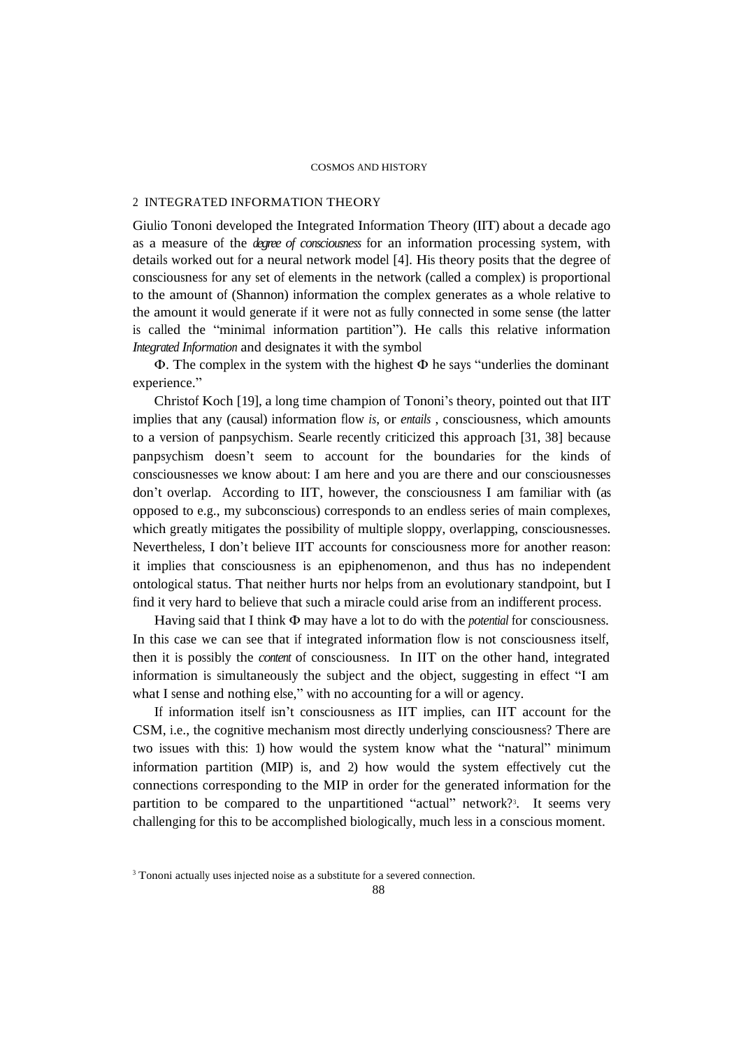## 2 INTEGRATED INFORMATION THEORY

Giulio Tononi developed the Integrated Information Theory (IIT) about a decade ago as a measure of the *degree of consciousness* for an information processing system, with details worked out for a neural network model [4]. His theory posits that the degree of consciousness for any set of elements in the network (called a complex) is proportional to the amount of (Shannon) information the complex generates as a whole relative to the amount it would generate if it were not as fully connected in some sense (the latter is called the "minimal information partition"). He calls this relative information *Integrated Information* and designates it with the symbol

Φ. The complex in the system with the highest Φ he says "underlies the dominant experience."

Christof Koch [19], a long time champion of Tononi's theory, pointed out that IIT implies that any (causal) information flow *is*, or *entails* , consciousness, which amounts to a version of panpsychism. Searle recently criticized this approach [31, 38] because panpsychism doesn't seem to account for the boundaries for the kinds of consciousnesses we know about: I am here and you are there and our consciousnesses don't overlap. According to IIT, however, the consciousness I am familiar with (as opposed to e.g., my subconscious) corresponds to an endless series of main complexes, which greatly mitigates the possibility of multiple sloppy, overlapping, consciousnesses. Nevertheless, I don't believe IIT accounts for consciousness more for another reason: it implies that consciousness is an epiphenomenon, and thus has no independent ontological status. That neither hurts nor helps from an evolutionary standpoint, but I find it very hard to believe that such a miracle could arise from an indifferent process.

Having said that I think Φ may have a lot to do with the *potential* for consciousness. In this case we can see that if integrated information flow is not consciousness itself, then it is possibly the *content* of consciousness. In IIT on the other hand, integrated information is simultaneously the subject and the object, suggesting in effect "I am what I sense and nothing else," with no accounting for a will or agency.

If information itself isn't consciousness as IIT implies, can IIT account for the CSM, i.e., the cognitive mechanism most directly underlying consciousness? There are two issues with this: 1) how would the system know what the "natural" minimum information partition (MIP) is, and 2) how would the system effectively cut the connections corresponding to the MIP in order for the generated information for the partition to be compared to the unpartitioned "actual" network?[3]. It seems very challenging for this to be accomplished biologically, much less in a conscious moment.

[3] Tononi actually uses injected noise as a substitute for a severed connection.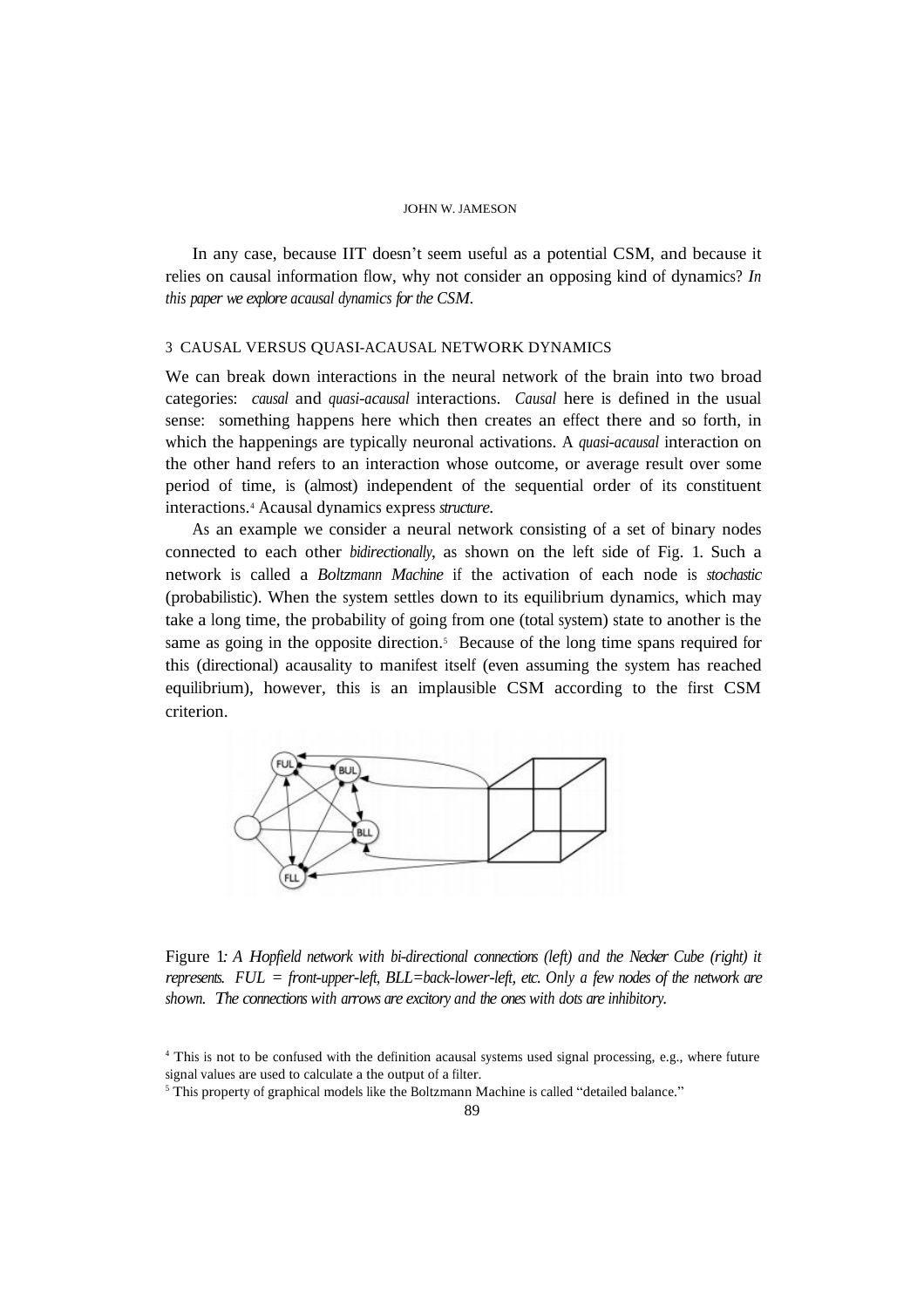In any case, because IIT doesn't seem useful as a potential CSM, and because it relies on causal information flow, why not consider an opposing kind of dynamics? *In this paper we explore acausal dynamics for the CSM.*

## 3 CAUSAL VERSUS QUASI-ACAUSAL NETWORK DYNAMICS

We can break down interactions in the neural network of the brain into two broad categories: *causal* and *quasi-acausal* interactions. *Causal* here is defined in the usual sense: something happens here which then creates an effect there and so forth, in which the happenings are typically neuronal activations. A *quasi-acausal* interaction on the other hand refers to an interaction whose outcome, or average result over some period of time, is (almost) independent of the sequential order of its constituent interactions.[4] Acausal dynamics express *structure*.

As an example we consider a neural network consisting of a set of binary nodes connected to each other *bidirectionally*, as shown on the left side of Fig. 1. Such a network is called a *Boltzmann Machine* if the activation of each node is *stochastic* (probabilistic). When the system settles down to its equilibrium dynamics, which may take a long time, the probability of going from one (total system) state to another is the same as going in the opposite direction.[5] Because of the long time spans required for this (directional) acausality to manifest itself (even assuming the system has reached equilibrium), however, this is an implausible CSM according to the first CSM criterion.

Figure 1: *A Hopfield network with bi-directional connections (left) and the Necker Cube (right) it represents. FUL = front-upper-left, BLL=back-lower-left, etc. Only a few nodes of the network are shown. The connections with arrows are excitory and the ones with dots are inhibitory.*

[4] This is not to be confused with the definition acausal systems used signal processing, e.g., where future signal values are used to calculate a the output of a filter.

[5] This property of graphical models like the Boltzmann Machine is called "detailed balance."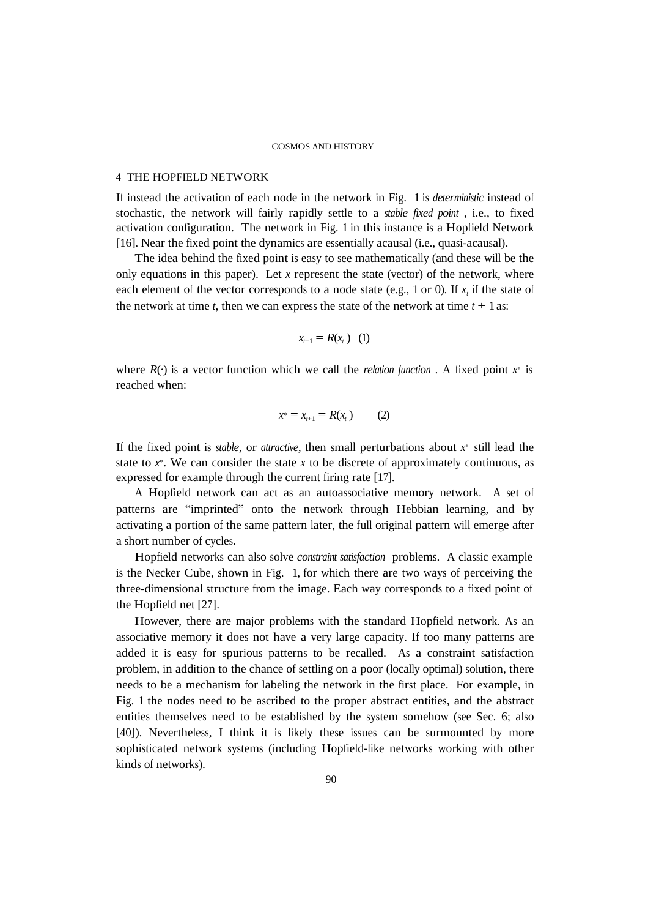## 4 THE HOPFIELD NETWORK

If instead the activation of each node in the network in Fig. 1 is *deterministic* instead of stochastic, the network will fairly rapidly settle to a *stable fixed point* , i.e., to fixed activation configuration. The network in Fig. 1 in this instance is a Hopfield Network [16]. Near the fixed point the dynamics are essentially acausal (i.e., quasi-acausal).

The idea behind the fixed point is easy to see mathematically (and these will be the only equations in this paper). Let $x$ represent the state (vector) of the network, where each element of the vector corresponds to a node state (e.g., 1 or 0). If $x_t$ if the state of the network at time $t$, then we can express the state of the network at time $t + 1$ as:

$$x_{t+1} = R(x_t) \quad (1)$$

where $R(\cdot)$ is a vector function which we call the *relation function* . A fixed point $x^*$ is reached when:

$$x^* = x_{t+1} = R(x_t) \qquad (2)$$

If the fixed point is *stable*, or *attractive*, then small perturbations about $x^*$ still lead the state to $x^*$. We can consider the state $x$ to be discrete of approximately continuous, as expressed for example through the current firing rate [17].

A Hopfield network can act as an autoassociative memory network. A set of patterns are "imprinted" onto the network through Hebbian learning, and by activating a portion of the same pattern later, the full original pattern will emerge after a short number of cycles.

Hopfield networks can also solve *constraint satisfaction* problems. A classic example is the Necker Cube, shown in Fig. 1, for which there are two ways of perceiving the three-dimensional structure from the image. Each way corresponds to a fixed point of the Hopfield net [27].

However, there are major problems with the standard Hopfield network. As an associative memory it does not have a very large capacity. If too many patterns are added it is easy for spurious patterns to be recalled. As a constraint satisfaction problem, in addition to the chance of settling on a poor (locally optimal) solution, there needs to be a mechanism for labeling the network in the first place. For example, in Fig. 1 the nodes need to be ascribed to the proper abstract entities, and the abstract entities themselves need to be established by the system somehow (see Sec. 6; also [40]). Nevertheless, I think it is likely these issues can be surmounted by more sophisticated network systems (including Hopfield-like networks working with other kinds of networks).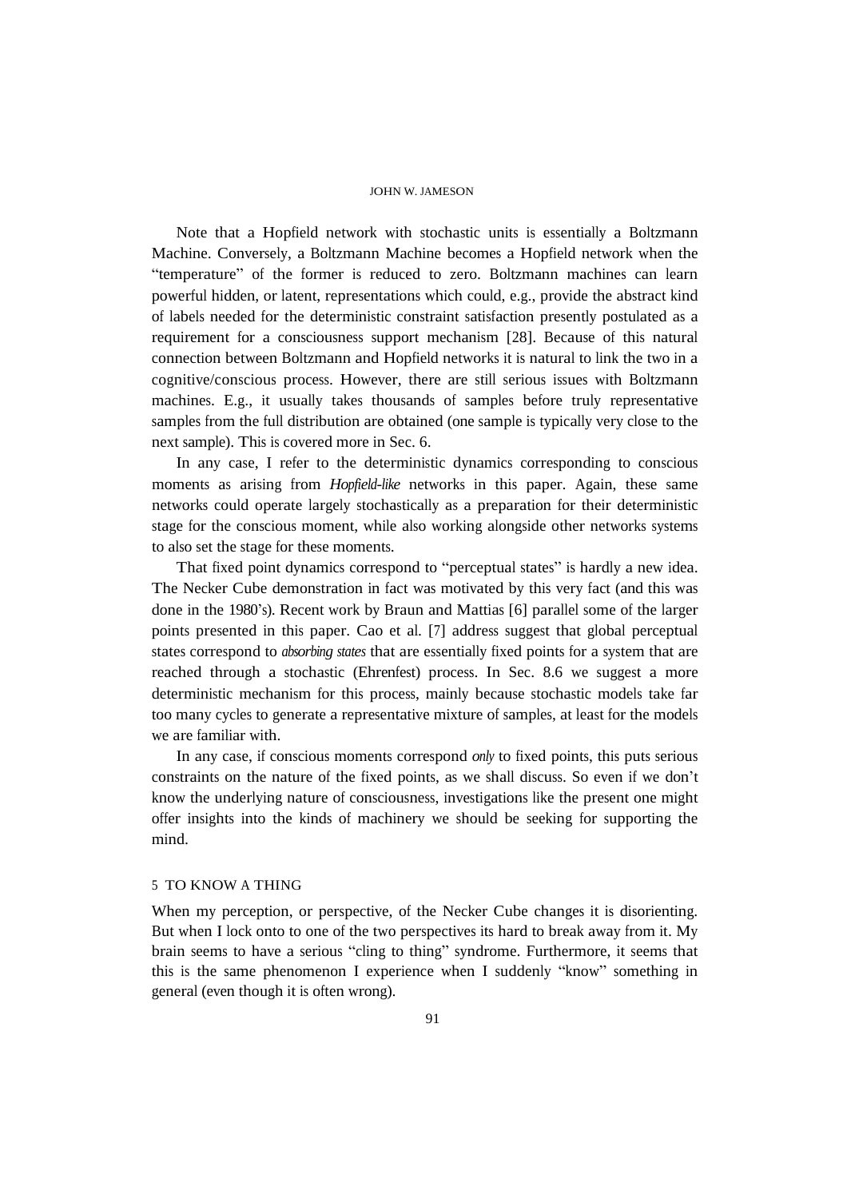Note that a Hopfield network with stochastic units is essentially a Boltzmann Machine. Conversely, a Boltzmann Machine becomes a Hopfield network when the "temperature" of the former is reduced to zero. Boltzmann machines can learn powerful hidden, or latent, representations which could, e.g., provide the abstract kind of labels needed for the deterministic constraint satisfaction presently postulated as a requirement for a consciousness support mechanism [28]. Because of this natural connection between Boltzmann and Hopfield networks it is natural to link the two in a cognitive/conscious process. However, there are still serious issues with Boltzmann machines. E.g., it usually takes thousands of samples before truly representative samples from the full distribution are obtained (one sample is typically very close to the next sample). This is covered more in Sec. 6.

In any case, I refer to the deterministic dynamics corresponding to conscious moments as arising from *Hopfield-like* networks in this paper. Again, these same networks could operate largely stochastically as a preparation for their deterministic stage for the conscious moment, while also working alongside other networks systems to also set the stage for these moments.

That fixed point dynamics correspond to "perceptual states" is hardly a new idea. The Necker Cube demonstration in fact was motivated by this very fact (and this was done in the 1980's). Recent work by Braun and Mattias [6] parallel some of the larger points presented in this paper. Cao et al. [7] address suggest that global perceptual states correspond to *absorbing states* that are essentially fixed points for a system that are reached through a stochastic (Ehrenfest) process. In Sec. 8.6 we suggest a more deterministic mechanism for this process, mainly because stochastic models take far too many cycles to generate a representative mixture of samples, at least for the models we are familiar with.

In any case, if conscious moments correspond *only* to fixed points, this puts serious constraints on the nature of the fixed points, as we shall discuss. So even if we don't know the underlying nature of consciousness, investigations like the present one might offer insights into the kinds of machinery we should be seeking for supporting the mind.

## 5 TO KNOW A THING

When my perception, or perspective, of the Necker Cube changes it is disorienting. But when I lock onto to one of the two perspectives its hard to break away from it. My brain seems to have a serious "cling to thing" syndrome. Furthermore, it seems that this is the same phenomenon I experience when I suddenly "know" something in general (even though it is often wrong).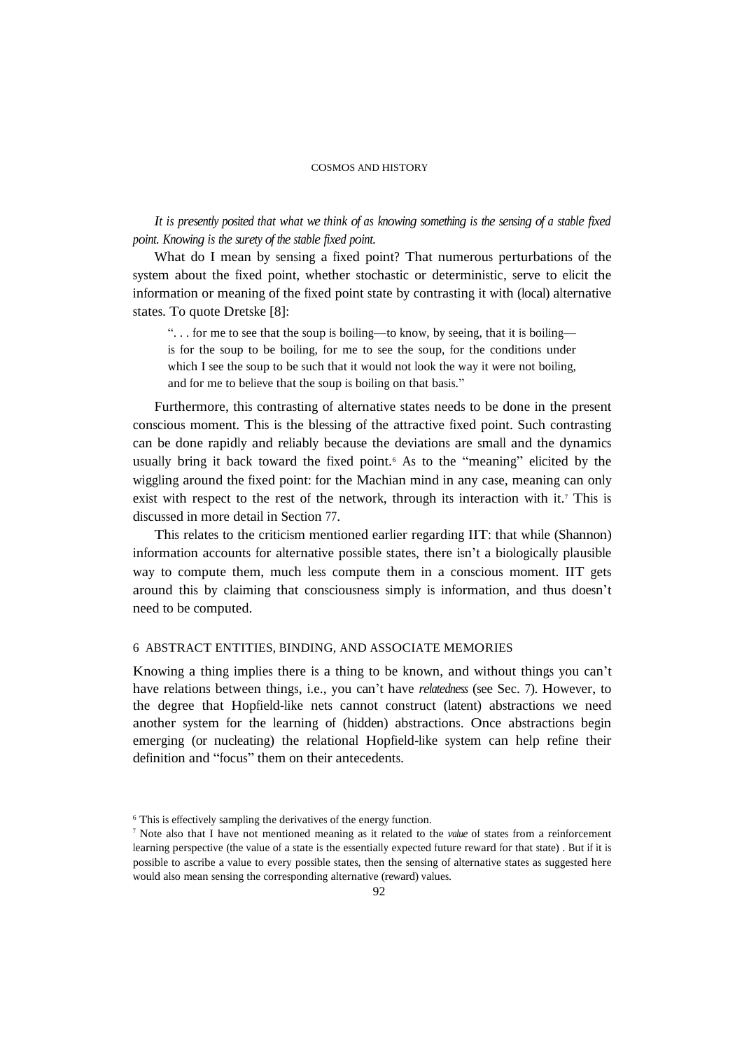*It is presently posited that what we think of as knowing something is the sensing of a stable fixed point. Knowing is the surety of the stable fixed point.*

What do I mean by sensing a fixed point? That numerous perturbations of the system about the fixed point, whether stochastic or deterministic, serve to elicit the information or meaning of the fixed point state by contrasting it with (local) alternative states. To quote Dretske [8]:

> ". . . for me to see that the soup is boiling—to know, by seeing, that it is boiling—is for the soup to be boiling, for me to see the soup, for the conditions under which I see the soup to be such that it would not look the way it were not boiling, and for me to believe that the soup is boiling on that basis."

Furthermore, this contrasting of alternative states needs to be done in the present conscious moment. This is the blessing of the attractive fixed point. Such contrasting can be done rapidly and reliably because the deviations are small and the dynamics usually bring it back toward the fixed point.[6] As to the "meaning" elicited by the wiggling around the fixed point: for the Machian mind in any case, meaning can only exist with respect to the rest of the network, through its interaction with it.[7] This is discussed in more detail in Section 77.

This relates to the criticism mentioned earlier regarding IIT: that while (Shannon) information accounts for alternative possible states, there isn't a biologically plausible way to compute them, much less compute them in a conscious moment. IIT gets around this by claiming that consciousness simply is information, and thus doesn't need to be computed.

## 6 ABSTRACT ENTITIES, BINDING, AND ASSOCIATE MEMORIES

Knowing a thing implies there is a thing to be known, and without things you can't have relations between things, i.e., you can't have *relatedness* (see Sec. 7). However, to the degree that Hopfield-like nets cannot construct (latent) abstractions we need another system for the learning of (hidden) abstractions. Once abstractions begin emerging (or nucleating) the relational Hopfield-like system can help refine their definition and "focus" them on their antecedents.

---

[6] This is effectively sampling the derivatives of the energy function.

[7] Note also that I have not mentioned meaning as it related to the *value* of states from a reinforcement learning perspective (the value of a state is the essentially expected future reward for that state) . But if it is possible to ascribe a value to every possible states, then the sensing of alternative states as suggested here would also mean sensing the corresponding alternative (reward) values.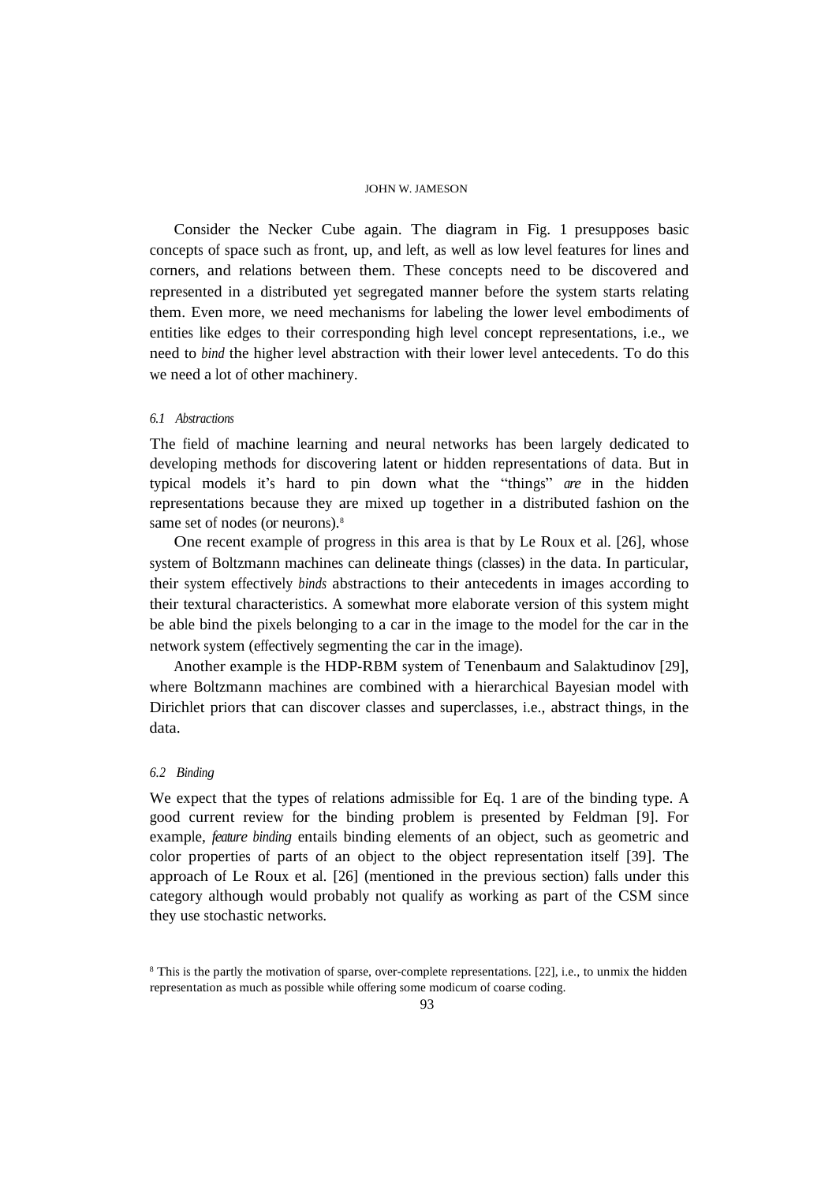Consider the Necker Cube again. The diagram in Fig. 1 presupposes basic concepts of space such as front, up, and left, as well as low level features for lines and corners, and relations between them. These concepts need to be discovered and represented in a distributed yet segregated manner before the system starts relating them. Even more, we need mechanisms for labeling the lower level embodiments of entities like edges to their corresponding high level concept representations, i.e., we need to *bind* the higher level abstraction with their lower level antecedents. To do this we need a lot of other machinery.

### 6.1 Abstractions

The field of machine learning and neural networks has been largely dedicated to developing methods for discovering latent or hidden representations of data. But in typical models it's hard to pin down what the "things" *are* in the hidden representations because they are mixed up together in a distributed fashion on the same set of nodes (or neurons).[8]

One recent example of progress in this area is that by Le Roux et al. [26], whose system of Boltzmann machines can delineate things (classes) in the data. In particular, their system effectively *binds* abstractions to their antecedents in images according to their textural characteristics. A somewhat more elaborate version of this system might be able bind the pixels belonging to a car in the image to the model for the car in the network system (effectively segmenting the car in the image).

Another example is the HDP-RBM system of Tenenbaum and Salaktudinov [29], where Boltzmann machines are combined with a hierarchical Bayesian model with Dirichlet priors that can discover classes and superclasses, i.e., abstract things, in the data.

### 6.2 Binding

We expect that the types of relations admissible for Eq. 1 are of the binding type. A good current review for the binding problem is presented by Feldman [9]. For example, *feature binding* entails binding elements of an object, such as geometric and color properties of parts of an object to the object representation itself [39]. The approach of Le Roux et al. [26] (mentioned in the previous section) falls under this category although would probably not qualify as working as part of the CSM since they use stochastic networks.

[8] This is the partly the motivation of sparse, over-complete representations. [22], i.e., to unmix the hidden representation as much as possible while offering some modicum of coarse coding.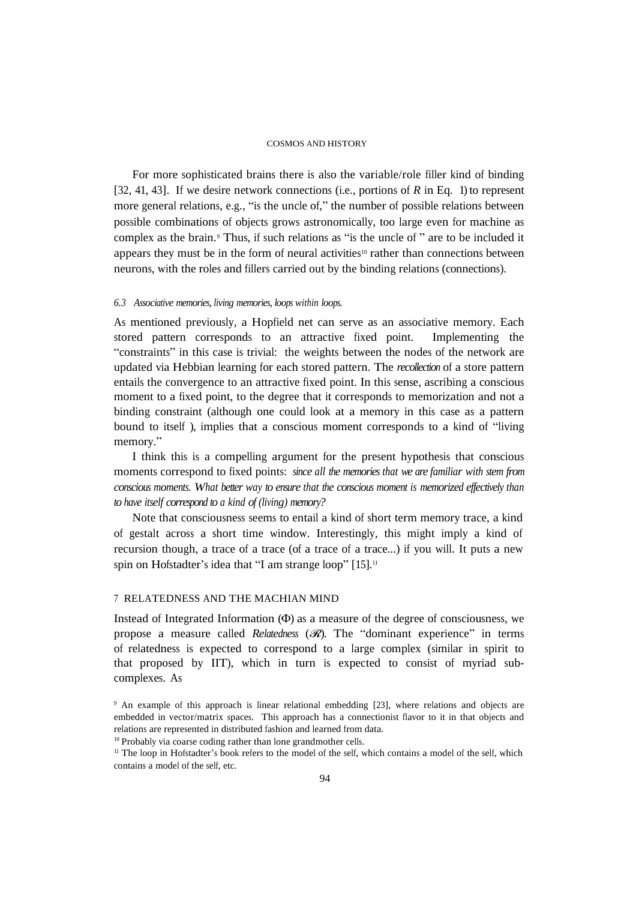For more sophisticated brains there is also the variable/role filler kind of binding [32, 41, 43]. If we desire network connections (i.e., portions of $R$ in Eq. 1) to represent more general relations, e.g., "is the uncle of," the number of possible relations between possible combinations of objects grows astronomically, too large even for machine as complex as the brain.[9] Thus, if such relations as "is the uncle of " are to be included it appears they must be in the form of neural activities[10] rather than connections between neurons, with the roles and fillers carried out by the binding relations (connections).

### *6.3 Associative memories, living memories, loops within loops.*

As mentioned previously, a Hopfield net can serve as an associative memory. Each stored pattern corresponds to an attractive fixed point. Implementing the "constraints" in this case is trivial: the weights between the nodes of the network are updated via Hebbian learning for each stored pattern. The *recollection* of a store pattern entails the convergence to an attractive fixed point. In this sense, ascribing a conscious moment to a fixed point, to the degree that it corresponds to memorization and not a binding constraint (although one could look at a memory in this case as a pattern bound to itself ), implies that a conscious moment corresponds to a kind of "living memory."

I think this is a compelling argument for the present hypothesis that conscious moments correspond to fixed points: *since all the memories that we are familiar with stem from conscious moments. What better way to ensure that the conscious moment is memorized effectively than to have itself correspond to a kind of (living) memory?*

Note that consciousness seems to entail a kind of short term memory trace, a kind of gestalt across a short time window. Interestingly, this might imply a kind of recursion though, a trace of a trace (of a trace of a trace...) if you will. It puts a new spin on Hofstadter's idea that "I am strange loop" [15].[11]

## 7 RELATEDNESS AND THE MACHIAN MIND

Instead of Integrated Information ($\Phi$) as a measure of the degree of consciousness, we propose a measure called *Relatedness* ($\mathscr{R}$). The "dominant experience" in terms of relatedness is expected to correspond to a large complex (similar in spirit to that proposed by IIT), which in turn is expected to consist of myriad sub-complexes. As

[9] An example of this approach is linear relational embedding [23], where relations and objects are embedded in vector/matrix spaces. This approach has a connectionist flavor to it in that objects and relations are represented in distributed fashion and learned from data.

[10] Probably via coarse coding rather than lone grandmother cells.

[11] The loop in Hofstadter's book refers to the model of the self, which contains a model of the self, which contains a model of the self, etc.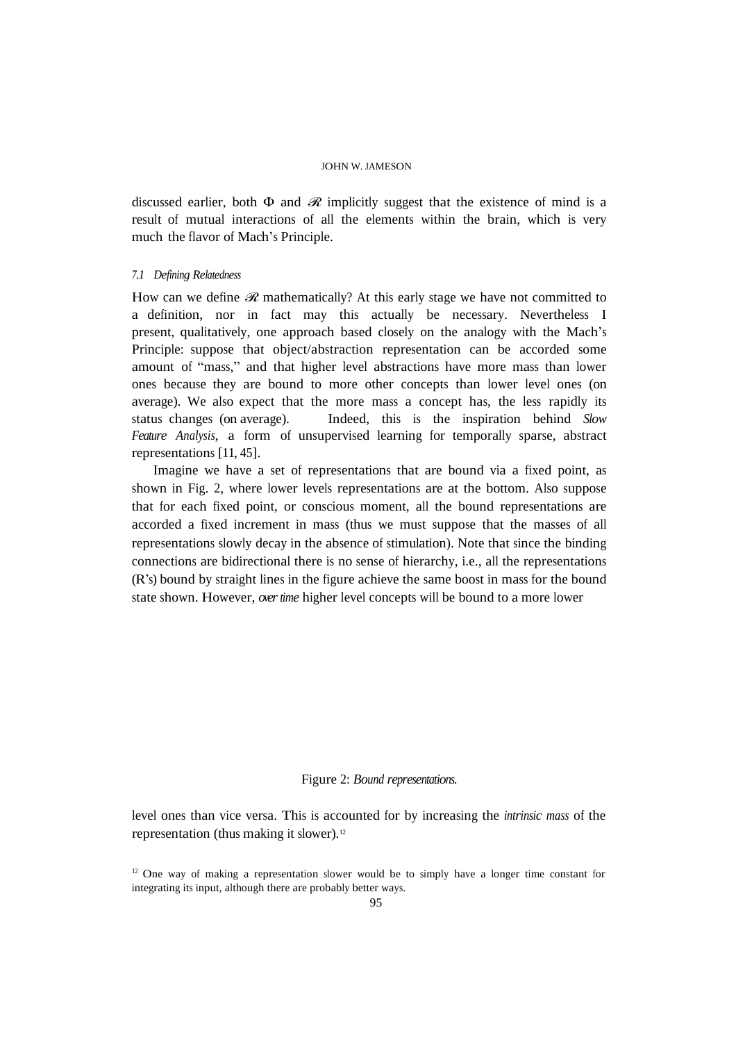discussed earlier, both $\Phi$ and $\mathscr{R}$ implicitly suggest that the existence of mind is a result of mutual interactions of all the elements within the brain, which is very much the flavor of Mach's Principle.

### *7.1 Defining Relatedness*

How can we define $\mathscr{R}$ mathematically? At this early stage we have not committed to a definition, nor in fact may this actually be necessary. Nevertheless I present, qualitatively, one approach based closely on the analogy with the Mach's Principle: suppose that object/abstraction representation can be accorded some amount of "mass," and that higher level abstractions have more mass than lower ones because they are bound to more other concepts than lower level ones (on average). We also expect that the more mass a concept has, the less rapidly its status changes (on average). Indeed, this is the inspiration behind *Slow Feature Analysis*, a form of unsupervised learning for temporally sparse, abstract representations [11, 45].

Imagine we have a set of representations that are bound via a fixed point, as shown in Fig. 2, where lower levels representations are at the bottom. Also suppose that for each fixed point, or conscious moment, all the bound representations are accorded a fixed increment in mass (thus we must suppose that the masses of all representations slowly decay in the absence of stimulation). Note that since the binding connections are bidirectional there is no sense of hierarchy, i.e., all the representations (R's) bound by straight lines in the figure achieve the same boost in mass for the bound state shown. However, *over time* higher level concepts will be bound to a more lower

Figure 2: *Bound representations.*

level ones than vice versa. This is accounted for by increasing the *intrinsic mass* of the representation (thus making it slower).[12]

[12] One way of making a representation slower would be to simply have a longer time constant for integrating its input, although there are probably better ways.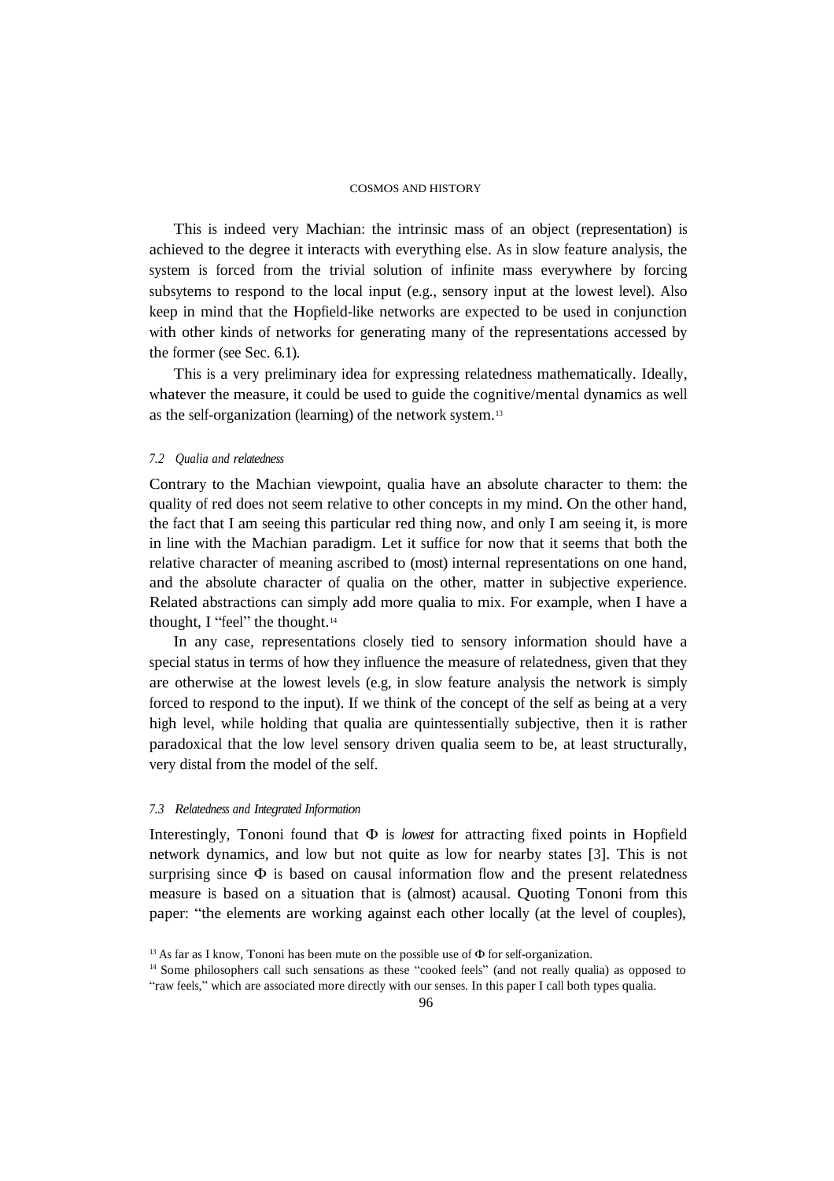This is indeed very Machian: the intrinsic mass of an object (representation) is achieved to the degree it interacts with everything else. As in slow feature analysis, the system is forced from the trivial solution of infinite mass everywhere by forcing subsytems to respond to the local input (e.g., sensory input at the lowest level). Also keep in mind that the Hopfield-like networks are expected to be used in conjunction with other kinds of networks for generating many of the representations accessed by the former (see Sec. 6.1).

This is a very preliminary idea for expressing relatedness mathematically. Ideally, whatever the measure, it could be used to guide the cognitive/mental dynamics as well as the self-organization (learning) of the network system.[13]

### *7.2 Qualia and relatedness*

Contrary to the Machian viewpoint, qualia have an absolute character to them: the quality of red does not seem relative to other concepts in my mind. On the other hand, the fact that I am seeing this particular red thing now, and only I am seeing it, is more in line with the Machian paradigm. Let it suffice for now that it seems that both the relative character of meaning ascribed to (most) internal representations on one hand, and the absolute character of qualia on the other, matter in subjective experience. Related abstractions can simply add more qualia to mix. For example, when I have a thought, I "feel" the thought.[14]

In any case, representations closely tied to sensory information should have a special status in terms of how they influence the measure of relatedness, given that they are otherwise at the lowest levels (e.g, in slow feature analysis the network is simply forced to respond to the input). If we think of the concept of the self as being at a very high level, while holding that qualia are quintessentially subjective, then it is rather paradoxical that the low level sensory driven qualia seem to be, at least structurally, very distal from the model of the self.

### *7.3 Relatedness and Integrated Information*

Interestingly, Tononi found that $\Phi$ is *lowest* for attracting fixed points in Hopfield network dynamics, and low but not quite as low for nearby states [3]. This is not surprising since $\Phi$ is based on causal information flow and the present relatedness measure is based on a situation that is (almost) acausal. Quoting Tononi from this paper: "the elements are working against each other locally (at the level of couples),

[13] As far as I know, Tononi has been mute on the possible use of $\Phi$ for self-organization.

[14] Some philosophers call such sensations as these "cooked feels" (and not really qualia) as opposed to "raw feels," which are associated more directly with our senses. In this paper I call both types qualia.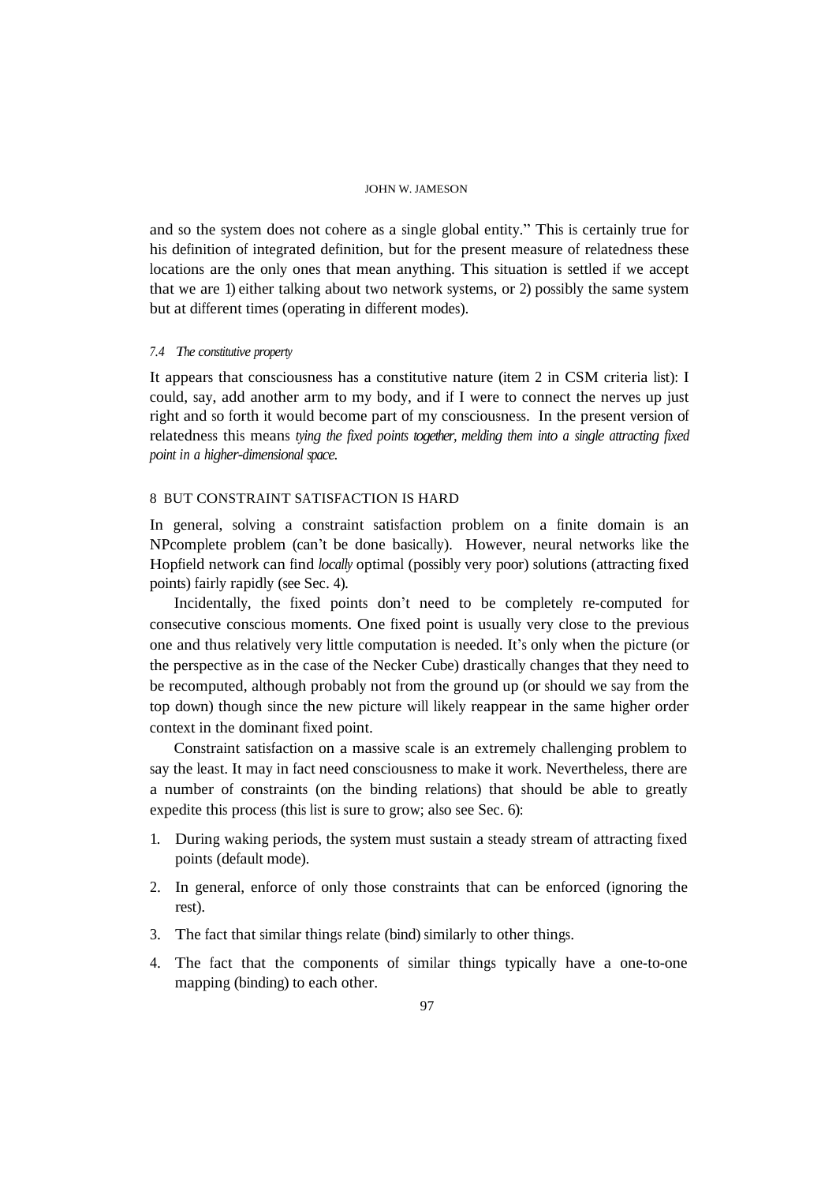and so the system does not cohere as a single global entity." This is certainly true for his definition of integrated definition, but for the present measure of relatedness these locations are the only ones that mean anything. This situation is settled if we accept that we are 1) either talking about two network systems, or 2) possibly the same system but at different times (operating in different modes).

### 7.4 The constitutive property

It appears that consciousness has a constitutive nature (item 2 in CSM criteria list): I could, say, add another arm to my body, and if I were to connect the nerves up just right and so forth it would become part of my consciousness. In the present version of relatedness this means *tying the fixed points together, melding them into a single attracting fixed point in a higher-dimensional space.*

## 8 BUT CONSTRAINT SATISFACTION IS HARD

In general, solving a constraint satisfaction problem on a finite domain is an NPcomplete problem (can't be done basically). However, neural networks like the Hopfield network can find *locally* optimal (possibly very poor) solutions (attracting fixed points) fairly rapidly (see Sec. 4).

Incidentally, the fixed points don't need to be completely re-computed for consecutive conscious moments. One fixed point is usually very close to the previous one and thus relatively very little computation is needed. It's only when the picture (or the perspective as in the case of the Necker Cube) drastically changes that they need to be recomputed, although probably not from the ground up (or should we say from the top down) though since the new picture will likely reappear in the same higher order context in the dominant fixed point.

Constraint satisfaction on a massive scale is an extremely challenging problem to say the least. It may in fact need consciousness to make it work. Nevertheless, there are a number of constraints (on the binding relations) that should be able to greatly expedite this process (this list is sure to grow; also see Sec. 6):

1. During waking periods, the system must sustain a steady stream of attracting fixed points (default mode).
2. In general, enforce of only those constraints that can be enforced (ignoring the rest).
3. The fact that similar things relate (bind) similarly to other things.
4. The fact that the components of similar things typically have a one-to-one mapping (binding) to each other.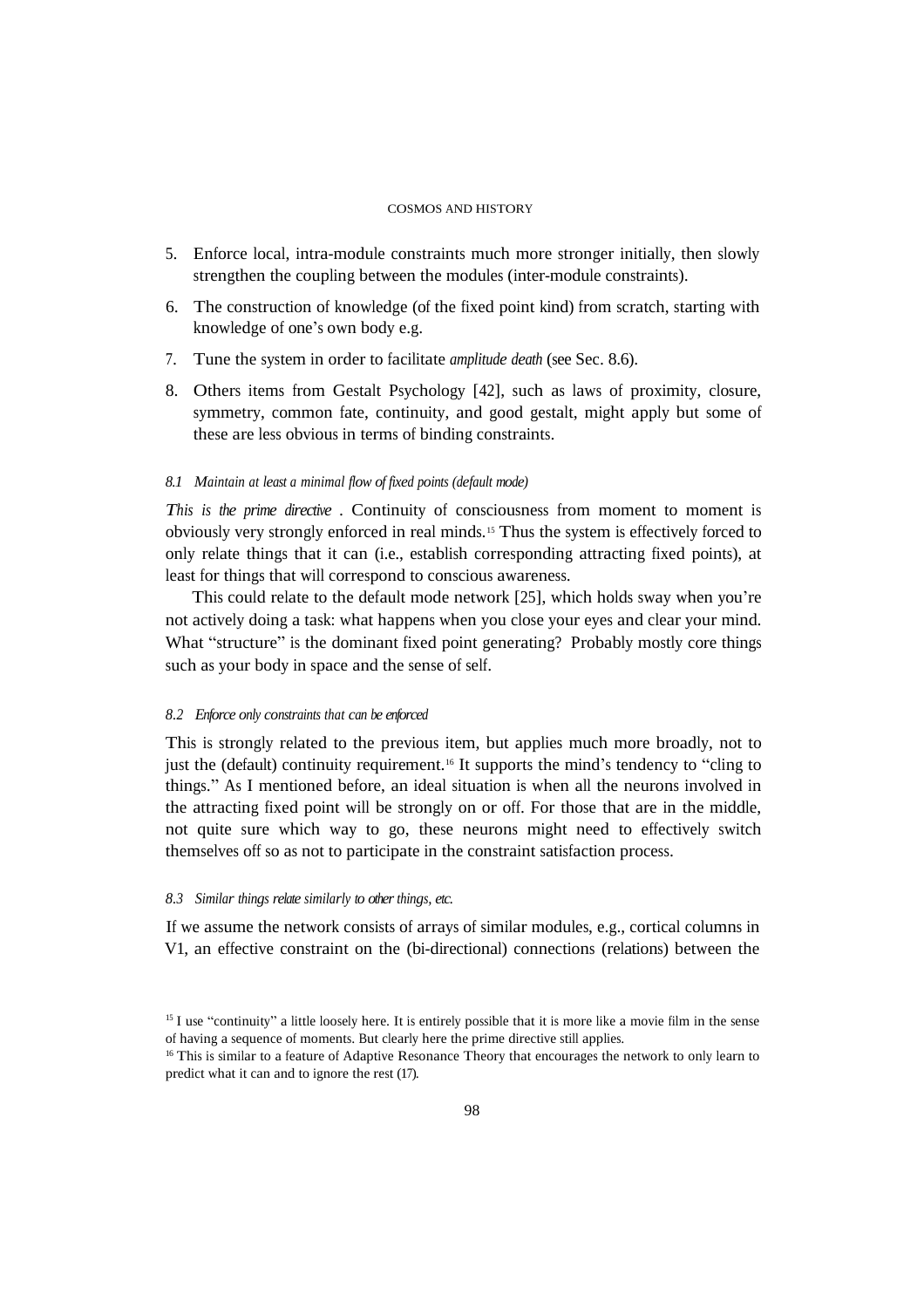5. Enforce local, intra-module constraints much more stronger initially, then slowly strengthen the coupling between the modules (inter-module constraints).
6. The construction of knowledge (of the fixed point kind) from scratch, starting with knowledge of one's own body e.g.
7. Tune the system in order to facilitate *amplitude death* (see Sec. 8.6).
8. Others items from Gestalt Psychology [42], such as laws of proximity, closure, symmetry, common fate, continuity, and good gestalt, might apply but some of these are less obvious in terms of binding constraints.

### *8.1 Maintain at least a minimal flow of fixed points (default mode)*

*This is the prime directive* . Continuity of consciousness from moment to moment is obviously very strongly enforced in real minds.[15] Thus the system is effectively forced to only relate things that it can (i.e., establish corresponding attracting fixed points), at least for things that will correspond to conscious awareness.

This could relate to the default mode network [25], which holds sway when you're not actively doing a task: what happens when you close your eyes and clear your mind. What "structure" is the dominant fixed point generating? Probably mostly core things such as your body in space and the sense of self.

### *8.2 Enforce only constraints that can be enforced*

This is strongly related to the previous item, but applies much more broadly, not to just the (default) continuity requirement.[16] It supports the mind's tendency to "cling to things." As I mentioned before, an ideal situation is when all the neurons involved in the attracting fixed point will be strongly on or off. For those that are in the middle, not quite sure which way to go, these neurons might need to effectively switch themselves off so as not to participate in the constraint satisfaction process.

### *8.3 Similar things relate similarly to other things, etc.*

If we assume the network consists of arrays of similar modules, e.g., cortical columns in V1, an effective constraint on the (bi-directional) connections (relations) between the

[15] I use "continuity" a little loosely here. It is entirely possible that it is more like a movie film in the sense of having a sequence of moments. But clearly here the prime directive still applies.

[16] This is similar to a feature of Adaptive Resonance Theory that encourages the network to only learn to predict what it can and to ignore the rest (17).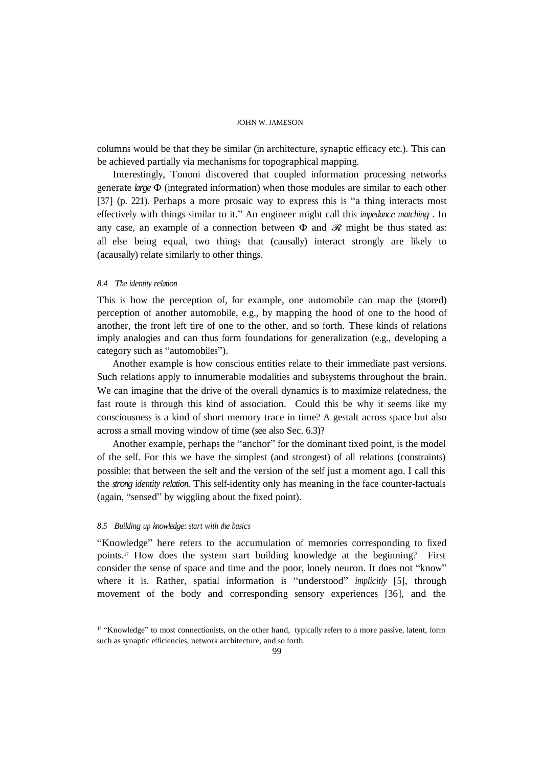columns would be that they be similar (in architecture, synaptic efficacy etc.). This can be achieved partially via mechanisms for topographical mapping.

Interestingly, Tononi discovered that coupled information processing networks generate *large* $\Phi$ (integrated information) when those modules are similar to each other [37] (p. 221). Perhaps a more prosaic way to express this is "a thing interacts most effectively with things similar to it." An engineer might call this *impedance matching* . In any case, an example of a connection between $\Phi$ and $\mathscr{R}$ might be thus stated as: all else being equal, two things that (causally) interact strongly are likely to (acausally) relate similarly to other things.

### *8.4 The identity relation*

This is how the perception of, for example, one automobile can map the (stored) perception of another automobile, e.g., by mapping the hood of one to the hood of another, the front left tire of one to the other, and so forth. These kinds of relations imply analogies and can thus form foundations for generalization (e.g., developing a category such as "automobiles").

Another example is how conscious entities relate to their immediate past versions. Such relations apply to innumerable modalities and subsystems throughout the brain. We can imagine that the drive of the overall dynamics is to maximize relatedness, the fast route is through this kind of association. Could this be why it seems like my consciousness is a kind of short memory trace in time? A gestalt across space but also across a small moving window of time (see also Sec. 6.3)?

Another example, perhaps the "anchor" for the dominant fixed point, is the model of the self. For this we have the simplest (and strongest) of all relations (constraints) possible: that between the self and the version of the self just a moment ago. I call this the *strong identity relation*. This self-identity only has meaning in the face counter-factuals (again, "sensed" by wiggling about the fixed point).

### *8.5 Building up knowledge: start with the basics*

"Knowledge" here refers to the accumulation of memories corresponding to fixed points.[17] How does the system start building knowledge at the beginning? First consider the sense of space and time and the poor, lonely neuron. It does not "know" where it is. Rather, spatial information is "understood" *implicitly* [5], through movement of the body and corresponding sensory experiences [36], and the

[17] "Knowledge" to most connectionists, on the other hand, typically refers to a more passive, latent, form such as synaptic efficiencies, network architecture, and so forth.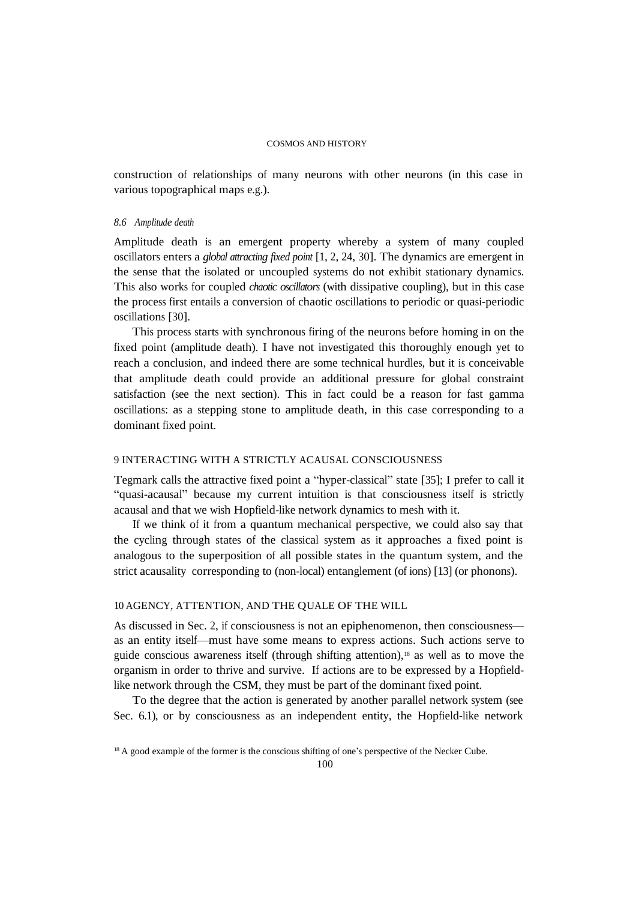construction of relationships of many neurons with other neurons (in this case in various topographical maps e.g.).

### *8.6 Amplitude death*

Amplitude death is an emergent property whereby a system of many coupled oscillators enters a *global attracting fixed point* [1, 2, 24, 30]. The dynamics are emergent in the sense that the isolated or uncoupled systems do not exhibit stationary dynamics. This also works for coupled *chaotic oscillators* (with dissipative coupling), but in this case the process first entails a conversion of chaotic oscillations to periodic or quasi-periodic oscillations [30].

This process starts with synchronous firing of the neurons before homing in on the fixed point (amplitude death). I have not investigated this thoroughly enough yet to reach a conclusion, and indeed there are some technical hurdles, but it is conceivable that amplitude death could provide an additional pressure for global constraint satisfaction (see the next section). This in fact could be a reason for fast gamma oscillations: as a stepping stone to amplitude death, in this case corresponding to a dominant fixed point.

## 9 INTERACTING WITH A STRICTLY ACAUSAL CONSCIOUSNESS

Tegmark calls the attractive fixed point a "hyper-classical" state [35]; I prefer to call it "quasi-acausal" because my current intuition is that consciousness itself is strictly acausal and that we wish Hopfield-like network dynamics to mesh with it.

If we think of it from a quantum mechanical perspective, we could also say that the cycling through states of the classical system as it approaches a fixed point is analogous to the superposition of all possible states in the quantum system, and the strict acausality corresponding to (non-local) entanglement (of ions) [13] (or phonons).

## 10 AGENCY, ATTENTION, AND THE QUALE OF THE WILL

As discussed in Sec. 2, if consciousness is not an epiphenomenon, then consciousness—as an entity itself—must have some means to express actions. Such actions serve to guide conscious awareness itself (through shifting attention),[18] as well as to move the organism in order to thrive and survive. If actions are to be expressed by a Hopfield-like network through the CSM, they must be part of the dominant fixed point.

To the degree that the action is generated by another parallel network system (see Sec. 6.1), or by consciousness as an independent entity, the Hopfield-like network

[18] A good example of the former is the conscious shifting of one's perspective of the Necker Cube.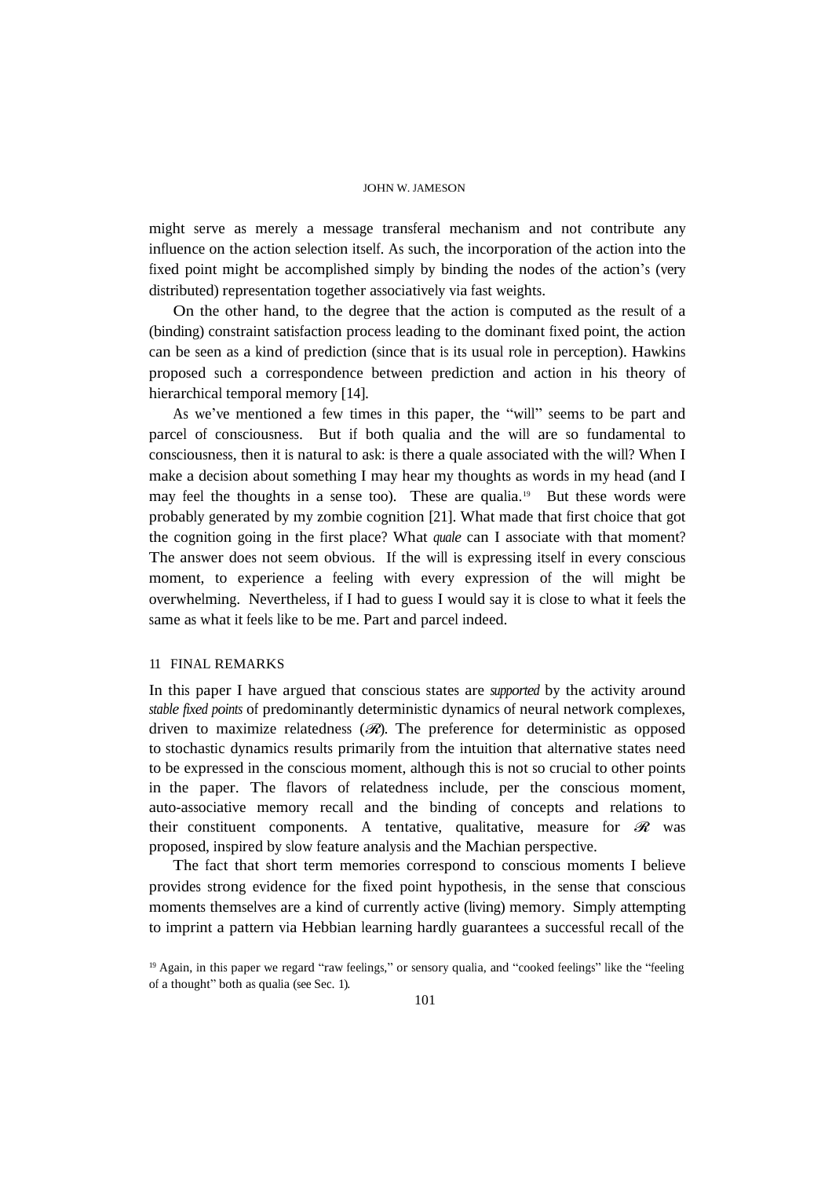might serve as merely a message transferal mechanism and not contribute any influence on the action selection itself. As such, the incorporation of the action into the fixed point might be accomplished simply by binding the nodes of the action's (very distributed) representation together associatively via fast weights.

On the other hand, to the degree that the action is computed as the result of a (binding) constraint satisfaction process leading to the dominant fixed point, the action can be seen as a kind of prediction (since that is its usual role in perception). Hawkins proposed such a correspondence between prediction and action in his theory of hierarchical temporal memory [14].

As we've mentioned a few times in this paper, the "will" seems to be part and parcel of consciousness. But if both qualia and the will are so fundamental to consciousness, then it is natural to ask: is there a quale associated with the will? When I make a decision about something I may hear my thoughts as words in my head (and I may feel the thoughts in a sense too). These are qualia.[19] But these words were probably generated by my zombie cognition [21]. What made that first choice that got the cognition going in the first place? What *quale* can I associate with that moment? The answer does not seem obvious. If the will is expressing itself in every conscious moment, to experience a feeling with every expression of the will might be overwhelming. Nevertheless, if I had to guess I would say it is close to what it feels the same as what it feels like to be me. Part and parcel indeed.

## 11 FINAL REMARKS

In this paper I have argued that conscious states are *supported* by the activity around *stable fixed points* of predominantly deterministic dynamics of neural network complexes, driven to maximize relatedness ($\mathscr{R}$). The preference for deterministic as opposed to stochastic dynamics results primarily from the intuition that alternative states need to be expressed in the conscious moment, although this is not so crucial to other points in the paper. The flavors of relatedness include, per the conscious moment, auto-associative memory recall and the binding of concepts and relations to their constituent components. A tentative, qualitative, measure for $\mathscr{R}$ was proposed, inspired by slow feature analysis and the Machian perspective.

The fact that short term memories correspond to conscious moments I believe provides strong evidence for the fixed point hypothesis, in the sense that conscious moments themselves are a kind of currently active (living) memory. Simply attempting to imprint a pattern via Hebbian learning hardly guarantees a successful recall of the

[19] Again, in this paper we regard "raw feelings," or sensory qualia, and "cooked feelings" like the "feeling of a thought" both as qualia (see Sec. 1).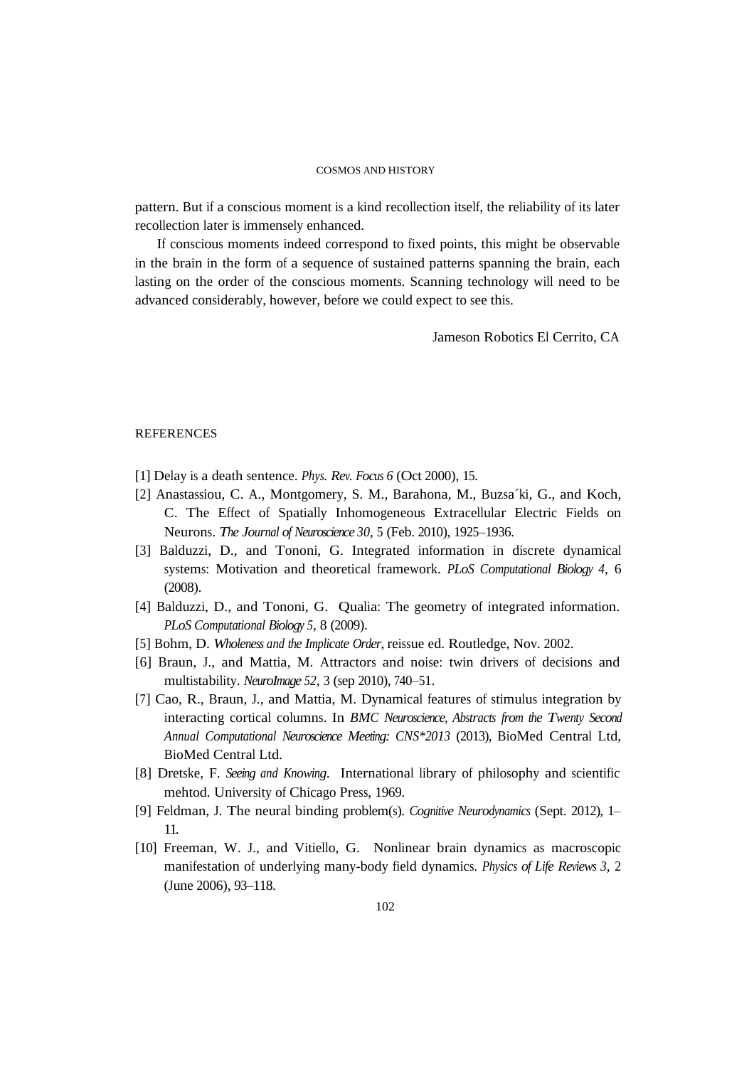pattern. But if a conscious moment is a kind recollection itself, the reliability of its later recollection later is immensely enhanced.

If conscious moments indeed correspond to fixed points, this might be observable in the brain in the form of a sequence of sustained patterns spanning the brain, each lasting on the order of the conscious moments. Scanning technology will need to be advanced considerably, however, before we could expect to see this.

Jameson Robotics El Cerrito, CA

REFERENCES

[1] Delay is a death sentence. *Phys. Rev. Focus 6* (Oct 2000), 15.

[2] Anastassiou, C. A., Montgomery, S. M., Barahona, M., Buzsa´ki, G., and Koch, C. The Effect of Spatially Inhomogeneous Extracellular Electric Fields on Neurons. *The Journal of Neuroscience 30*, 5 (Feb. 2010), 1925–1936.

[3] Balduzzi, D., and Tononi, G. Integrated information in discrete dynamical systems: Motivation and theoretical framework. *PLoS Computational Biology 4*, 6 (2008).

[4] Balduzzi, D., and Tononi, G. Qualia: The geometry of integrated information. *PLoS Computational Biology 5*, 8 (2009).

[5] Bohm, D. *Wholeness and the Implicate Order*, reissue ed. Routledge, Nov. 2002.

[6] Braun, J., and Mattia, M. Attractors and noise: twin drivers of decisions and multistability. *NeuroImage 52*, 3 (sep 2010), 740–51.

[7] Cao, R., Braun, J., and Mattia, M. Dynamical features of stimulus integration by interacting cortical columns. In *BMC Neuroscience, Abstracts from the Twenty Second Annual Computational Neuroscience Meeting: CNS*2013* (2013), BioMed Central Ltd, BioMed Central Ltd.

[8] Dretske, F. *Seeing and Knowing*. International library of philosophy and scientific mehtod. University of Chicago Press, 1969.

[9] Feldman, J. The neural binding problem(s). *Cognitive Neurodynamics* (Sept. 2012), 1–11.

[10] Freeman, W. J., and Vitiello, G. Nonlinear brain dynamics as macroscopic manifestation of underlying many-body field dynamics. *Physics of Life Reviews 3*, 2 (June 2006), 93–118.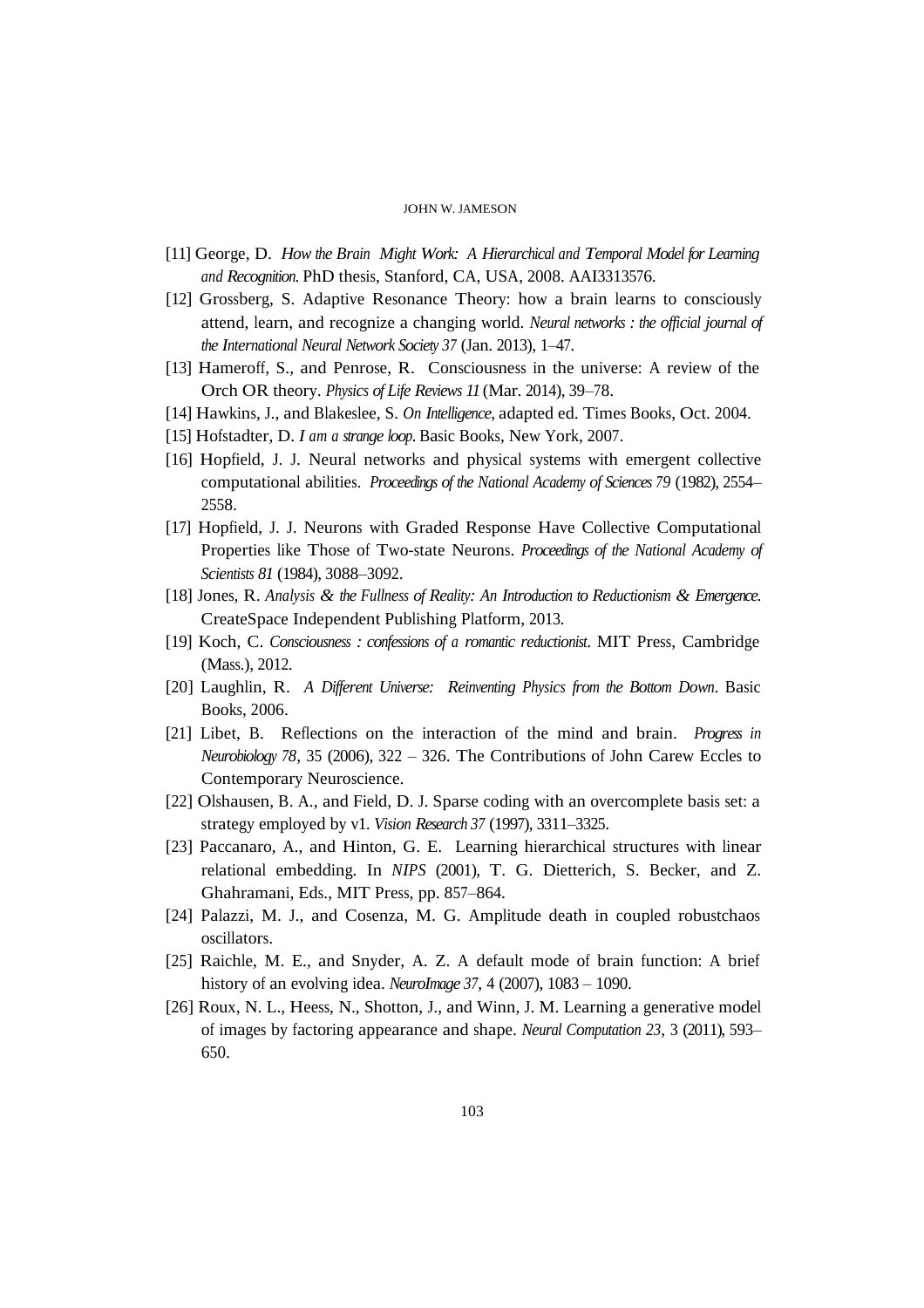[11] George, D. *How the Brain Might Work: A Hierarchical and Temporal Model for Learning and Recognition.* PhD thesis, Stanford, CA, USA, 2008. AAI3313576.

[12] Grossberg, S. Adaptive Resonance Theory: how a brain learns to consciously attend, learn, and recognize a changing world. *Neural networks : the official journal of the International Neural Network Society 37* (Jan. 2013), 1–47.

[13] Hameroff, S., and Penrose, R. Consciousness in the universe: A review of the Orch OR theory. *Physics of Life Reviews 11* (Mar. 2014), 39–78.

[14] Hawkins, J., and Blakeslee, S. *On Intelligence*, adapted ed. Times Books, Oct. 2004.

[15] Hofstadter, D. *I am a strange loop.* Basic Books, New York, 2007.

[16] Hopfield, J. J. Neural networks and physical systems with emergent collective computational abilities. *Proceedings of the National Academy of Sciences 79* (1982), 2554–2558.

[17] Hopfield, J. J. Neurons with Graded Response Have Collective Computational Properties like Those of Two-state Neurons. *Proceedings of the National Academy of Scientists 81* (1984), 3088–3092.

[18] Jones, R. *Analysis & the Fullness of Reality: An Introduction to Reductionism & Emergence.* CreateSpace Independent Publishing Platform, 2013.

[19] Koch, C. *Consciousness : confessions of a romantic reductionist*. MIT Press, Cambridge (Mass.), 2012.

[20] Laughlin, R. *A Different Universe: Reinventing Physics from the Bottom Down*. Basic Books, 2006.

[21] Libet, B. Reflections on the interaction of the mind and brain. *Progress in Neurobiology 78*, 35 (2006), 322 – 326. The Contributions of John Carew Eccles to Contemporary Neuroscience.

[22] Olshausen, B. A., and Field, D. J. Sparse coding with an overcomplete basis set: a strategy employed by v1. *Vision Research 37* (1997), 3311–3325.

[23] Paccanaro, A., and Hinton, G. E. Learning hierarchical structures with linear relational embedding. In *NIPS* (2001), T. G. Dietterich, S. Becker, and Z. Ghahramani, Eds., MIT Press, pp. 857–864.

[24] Palazzi, M. J., and Cosenza, M. G. Amplitude death in coupled robustchaos oscillators.

[25] Raichle, M. E., and Snyder, A. Z. A default mode of brain function: A brief history of an evolving idea. *NeuroImage 37*, 4 (2007), 1083 – 1090.

[26] Roux, N. L., Heess, N., Shotton, J., and Winn, J. M. Learning a generative model of images by factoring appearance and shape. *Neural Computation 23*, 3 (2011), 593–650.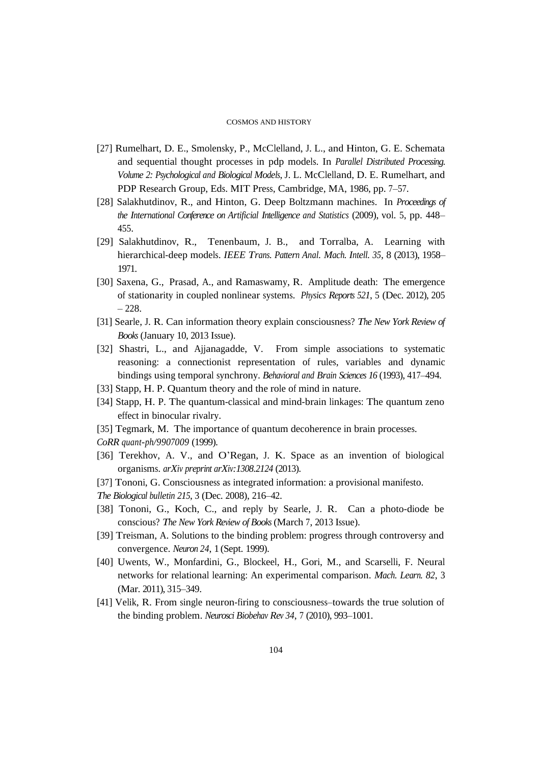- [27] Rumelhart, D. E., Smolensky, P., McClelland, J. L., and Hinton, G. E. Schemata and sequential thought processes in pdp models. In *Parallel Distributed Processing. Volume 2: Psychological and Biological Models*, J. L. McClelland, D. E. Rumelhart, and PDP Research Group, Eds. MIT Press, Cambridge, MA, 1986, pp. 7–57.
- [28] Salakhutdinov, R., and Hinton, G. Deep Boltzmann machines. In *Proceedings of the International Conference on Artificial Intelligence and Statistics* (2009), vol. 5, pp. 448–455.
- [29] Salakhutdinov, R., Tenenbaum, J. B., and Torralba, A. Learning with hierarchical-deep models. *IEEE Trans. Pattern Anal. Mach. Intell. 35*, 8 (2013), 1958–1971.
- [30] Saxena, G., Prasad, A., and Ramaswamy, R. Amplitude death: The emergence of stationarity in coupled nonlinear systems. *Physics Reports 521*, 5 (Dec. 2012), 205 – 228.
- [31] Searle, J. R. Can information theory explain consciousness? *The New York Review of Books* (January 10, 2013 Issue).
- [32] Shastri, L., and Ajjanagadde, V. From simple associations to systematic reasoning: a connectionist representation of rules, variables and dynamic bindings using temporal synchrony. *Behavioral and Brain Sciences 16* (1993), 417–494.
- [33] Stapp, H. P. Quantum theory and the role of mind in nature.
- [34] Stapp, H. P. The quantum-classical and mind-brain linkages: The quantum zeno effect in binocular rivalry.
- [35] Tegmark, M. The importance of quantum decoherence in brain processes. *CoRR quant-ph/9907009* (1999).
- [36] Terekhov, A. V., and O'Regan, J. K. Space as an invention of biological organisms. *arXiv preprint arXiv:1308.2124* (2013).
- [37] Tononi, G. Consciousness as integrated information: a provisional manifesto. *The Biological bulletin 215*, 3 (Dec. 2008), 216–42.
- [38] Tononi, G., Koch, C., and reply by Searle, J. R. Can a photo-diode be conscious? *The New York Review of Books* (March 7, 2013 Issue).
- [39] Treisman, A. Solutions to the binding problem: progress through controversy and convergence. *Neuron 24*, 1 (Sept. 1999).
- [40] Uwents, W., Monfardini, G., Blockeel, H., Gori, M., and Scarselli, F. Neural networks for relational learning: An experimental comparison. *Mach. Learn. 82*, 3 (Mar. 2011), 315–349.
- [41] Velik, R. From single neuron-firing to consciousness–towards the true solution of the binding problem. *Neurosci Biobehav Rev 34*, 7 (2010), 993–1001.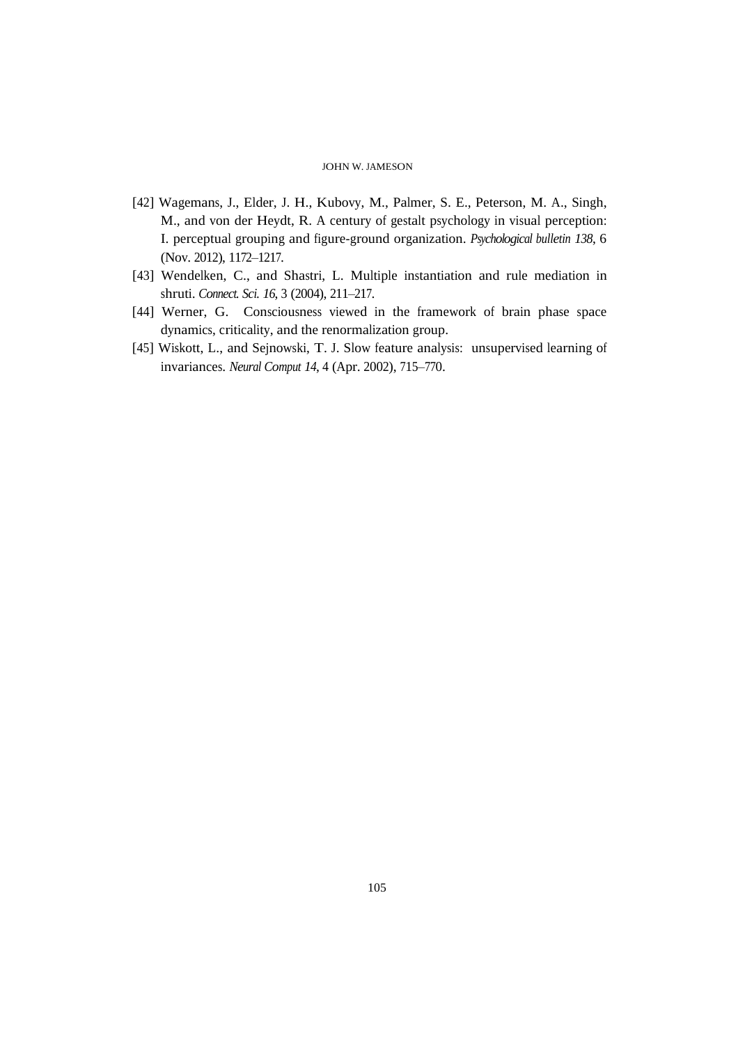[42] Wagemans, J., Elder, J. H., Kubovy, M., Palmer, S. E., Peterson, M. A., Singh, M., and von der Heydt, R. A century of gestalt psychology in visual perception: I. perceptual grouping and figure-ground organization. *Psychological bulletin 138*, 6 (Nov. 2012), 1172–1217.

[43] Wendelken, C., and Shastri, L. Multiple instantiation and rule mediation in shruti. *Connect. Sci. 16*, 3 (2004), 211–217.

[44] Werner, G. Consciousness viewed in the framework of brain phase space dynamics, criticality, and the renormalization group.

[45] Wiskott, L., and Sejnowski, T. J. Slow feature analysis: unsupervised learning of invariances. *Neural Comput 14*, 4 (Apr. 2002), 715–770.